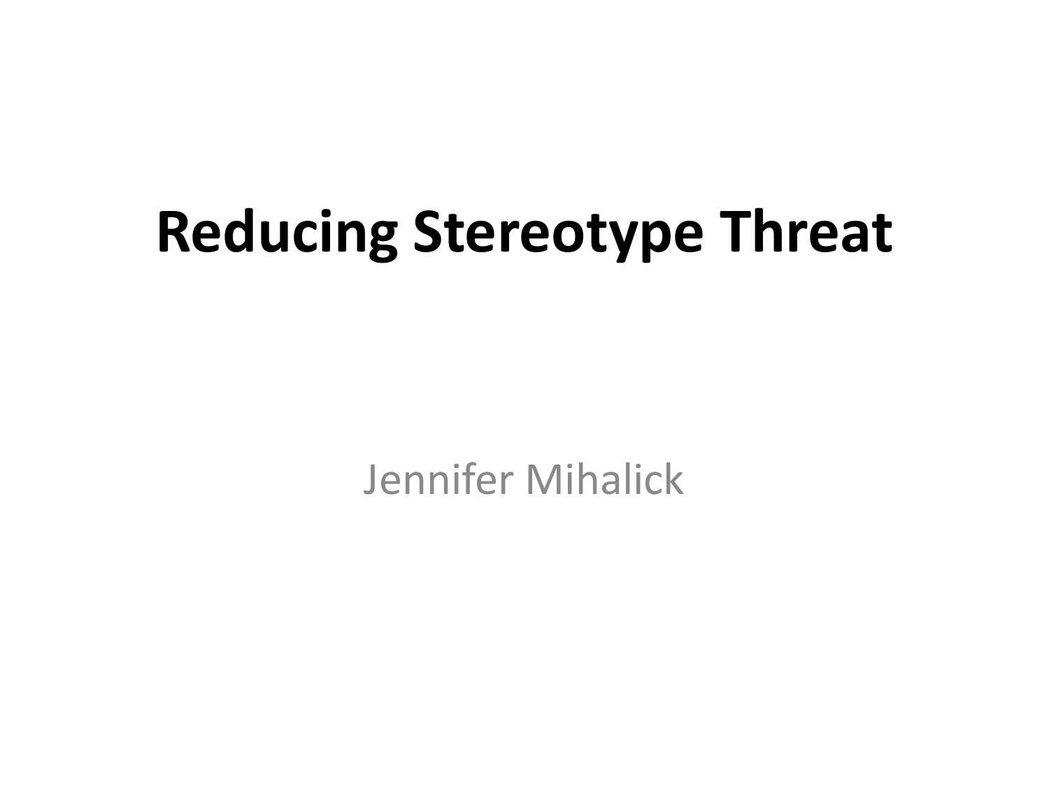# Reducing Stereotype Threat

Jennifer Mihalick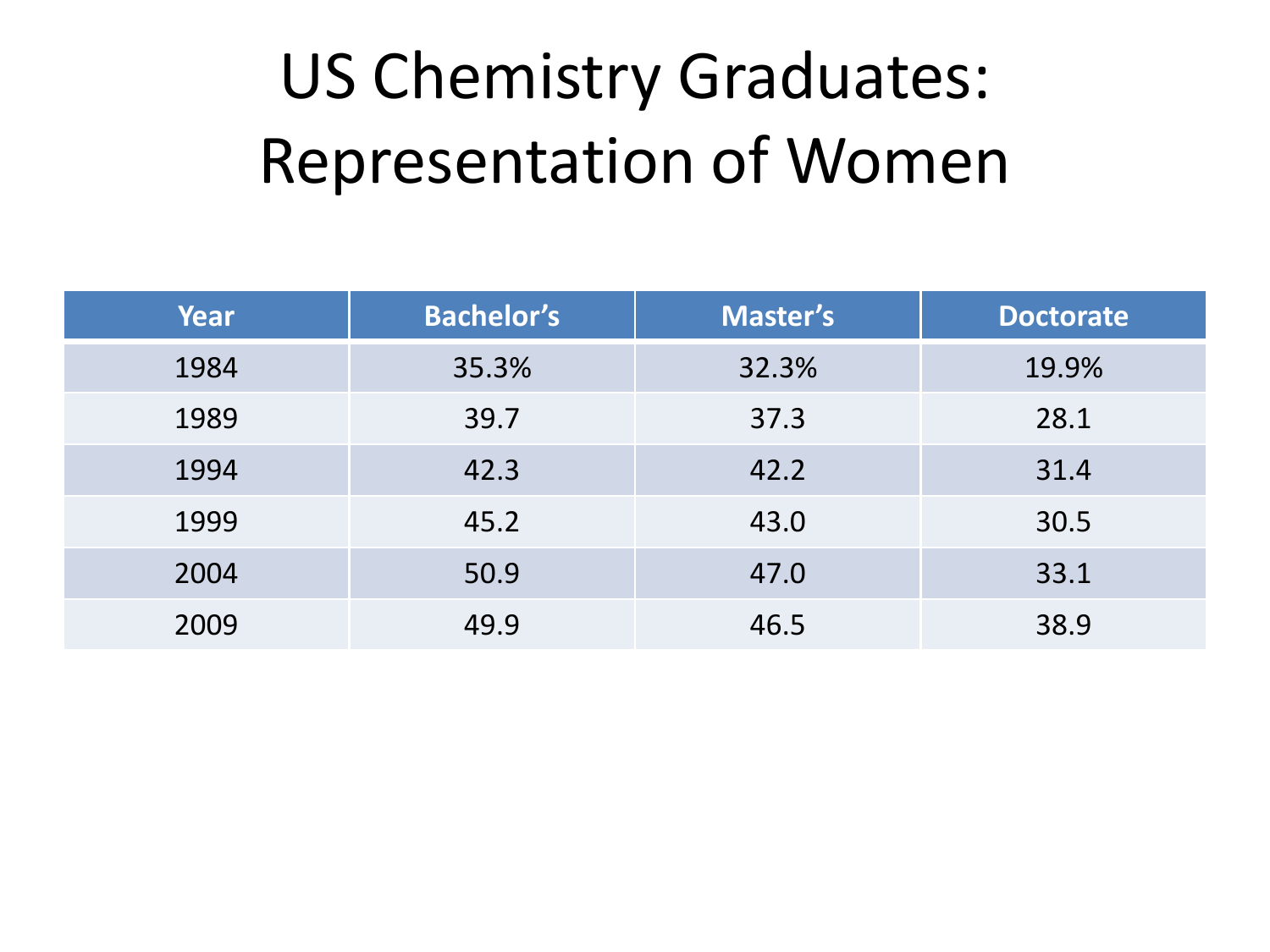# US Chemistry Graduates: Representation of Women

| Year | Bachelor's | Master's | Doctorate |
| --- | --- | --- | --- |
| 1984 | 35.3% | 32.3% | 19.9% |
| 1989 | 39.7 | 37.3 | 28.1 |
| 1994 | 42.3 | 42.2 | 31.4 |
| 1999 | 45.2 | 43.0 | 30.5 |
| 2004 | 50.9 | 47.0 | 33.1 |
| 2009 | 49.9 | 46.5 | 38.9 |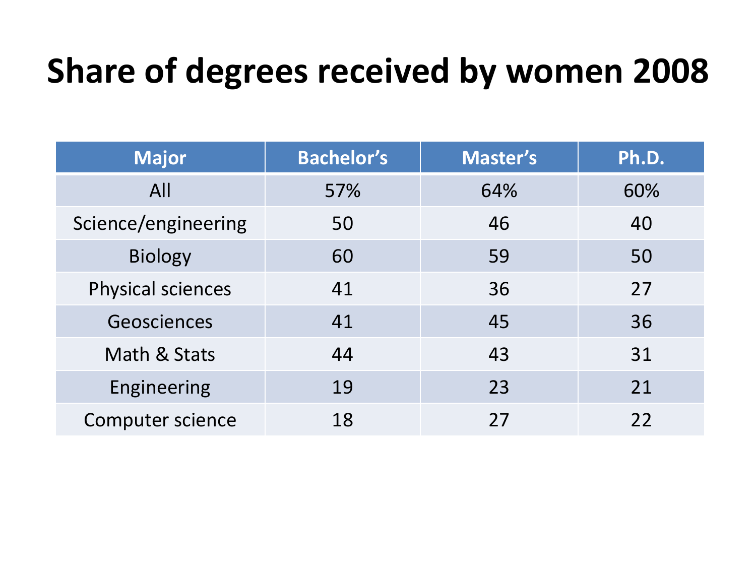# Share of degrees received by women 2008

| Major | Bachelor's | Master's | Ph.D. |
|---|---|---|---|
| All | 57% | 64% | 60% |
| Science/engineering | 50 | 46 | 40 |
| Biology | 60 | 59 | 50 |
| Physical sciences | 41 | 36 | 27 |
| Geosciences | 41 | 45 | 36 |
| Math & Stats | 44 | 43 | 31 |
| Engineering | 19 | 23 | 21 |
| Computer science | 18 | 27 | 22 |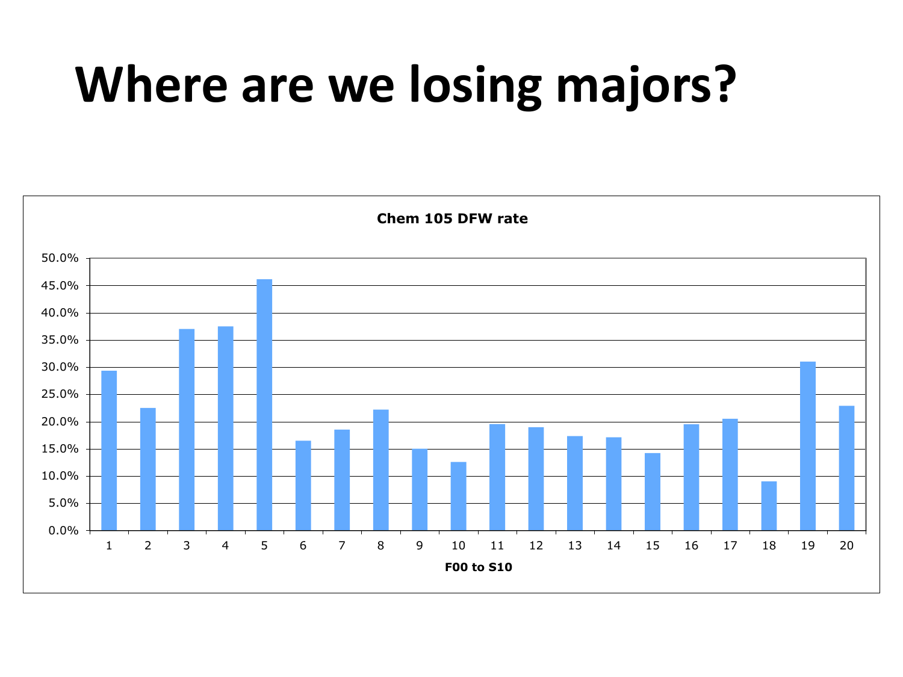# Where are we losing majors?

**Chem 105 DFW rate**

| F00 to S10 | DFW rate |
| --- | --- |
| 1 | 29.4% |
| 2 | 22.5% |
| 3 | 37.0% |
| 4 | 37.5% |
| 5 | 46.1% |
| 6 | 16.5% |
| 7 | 18.5% |
| 8 | 22.2% |
| 9 | 15.0% |
| 10 | 12.6% |
| 11 | 19.6% |
| 12 | 19.0% |
| 13 | 17.4% |
| 14 | 17.1% |
| 15 | 14.2% |
| 16 | 19.5% |
| 17 | 20.5% |
| 18 | 9.0% |
| 19 | 31.0% |
| 20 | 22.9% |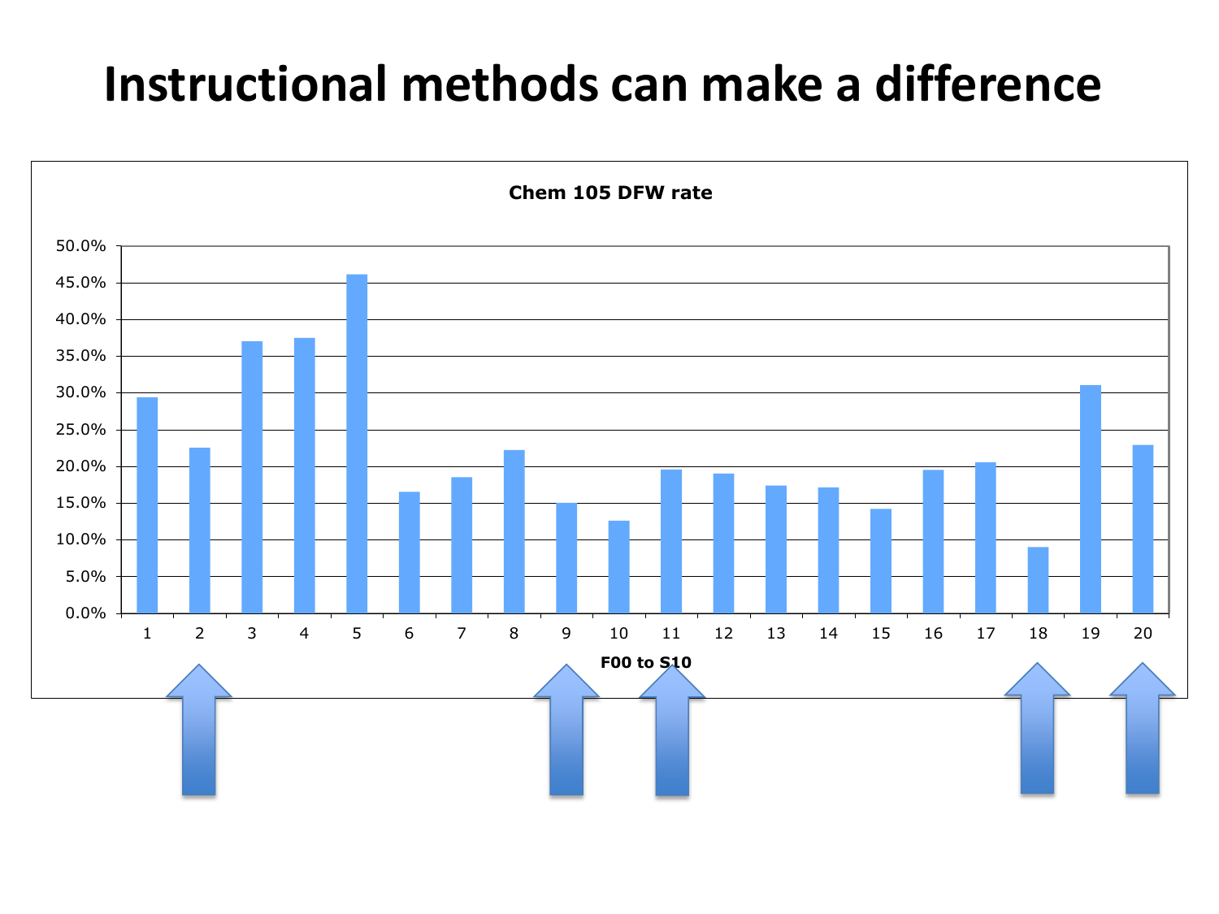# Instructional methods can make a difference

**Chem 105 DFW rate**

| F00 to S10 | DFW rate |
|---|---|
| 1 | 29.4% |
| 2 | 22.5% |
| 3 | 37.0% |
| 4 | 37.5% |
| 5 | 46.1% |
| 6 | 16.5% |
| 7 | 18.5% |
| 8 | 22.2% |
| 9 | 15.0% |
| 10 | 12.6% |
| 11 | 19.6% |
| 12 | 19.0% |
| 13 | 17.4% |
| 14 | 17.1% |
| 15 | 14.2% |
| 16 | 19.5% |
| 17 | 20.5% |
| 18 | 9.0% |
| 19 | 31.0% |
| 20 | 22.9% |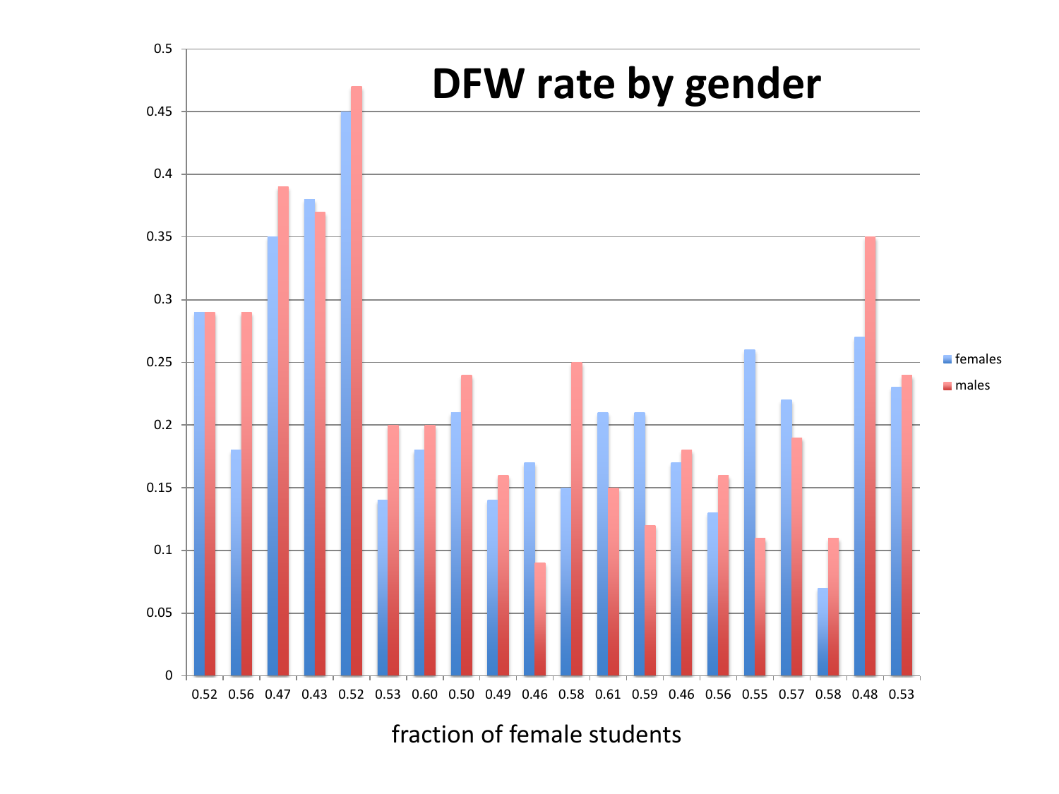# DFW rate by gender

- females
- males

0.52 0.56 0.47 0.43 0.52 0.53 0.60 0.50 0.49 0.46 0.58 0.61 0.59 0.46 0.56 0.55 0.57 0.58 0.48 0.53

fraction of female students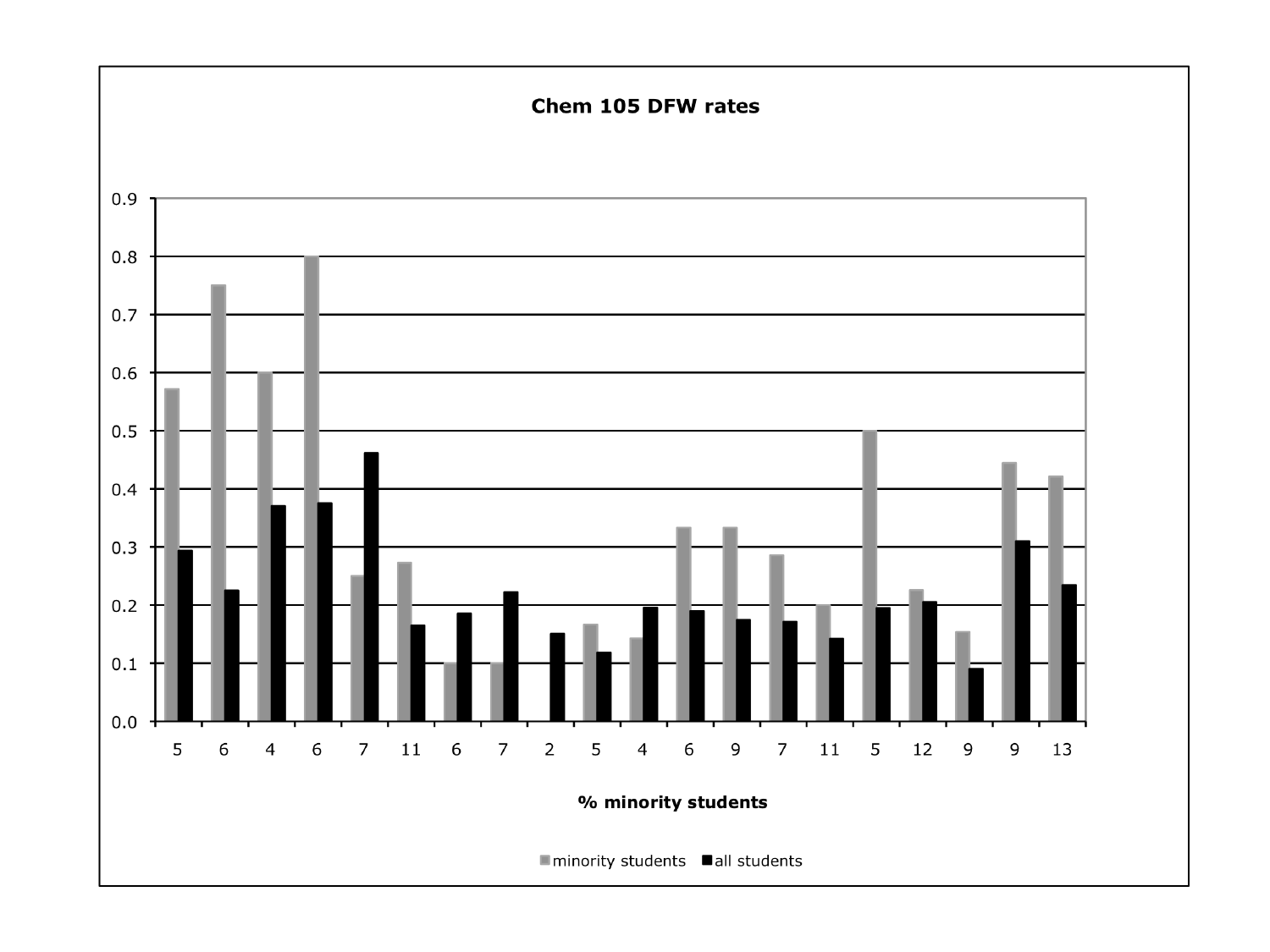**Chem 105 DFW rates**

0.9
0.8
0.7
0.6
0.5
0.4
0.3
0.2
0.1
0.0

5 6 4 6 7 11 6 7 2 5 4 6 9 7 11 5 12 9 9 13

**% minority students**

minority students   all students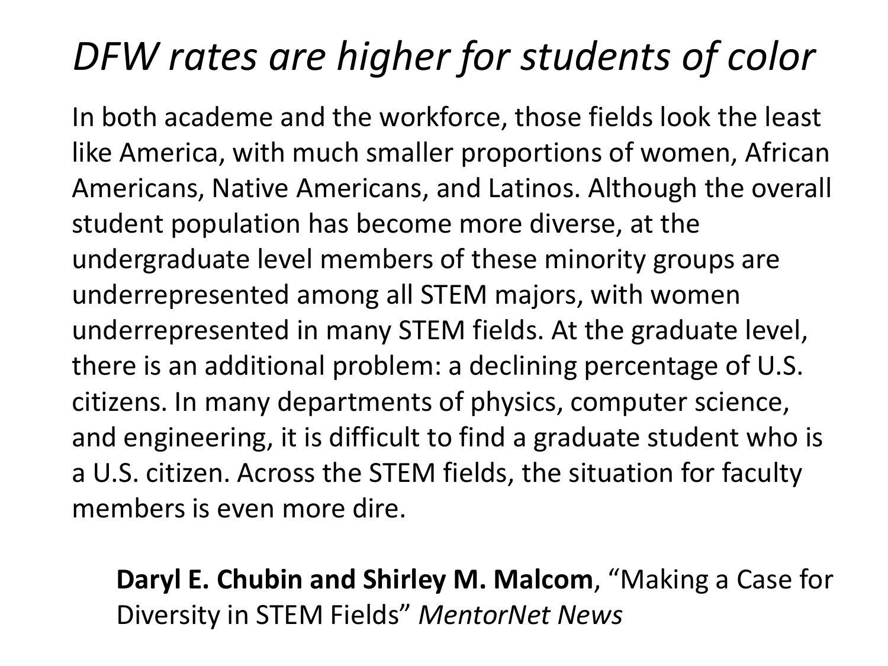# *DFW rates are higher for students of color*

In both academe and the workforce, those fields look the least like America, with much smaller proportions of women, African Americans, Native Americans, and Latinos. Although the overall student population has become more diverse, at the undergraduate level members of these minority groups are underrepresented among all STEM majors, with women underrepresented in many STEM fields. At the graduate level, there is an additional problem: a declining percentage of U.S. citizens. In many departments of physics, computer science, and engineering, it is difficult to find a graduate student who is a U.S. citizen. Across the STEM fields, the situation for faculty members is even more dire.

> **Daryl E. Chubin and Shirley M. Malcom**, "Making a Case for Diversity in STEM Fields" *MentorNet News*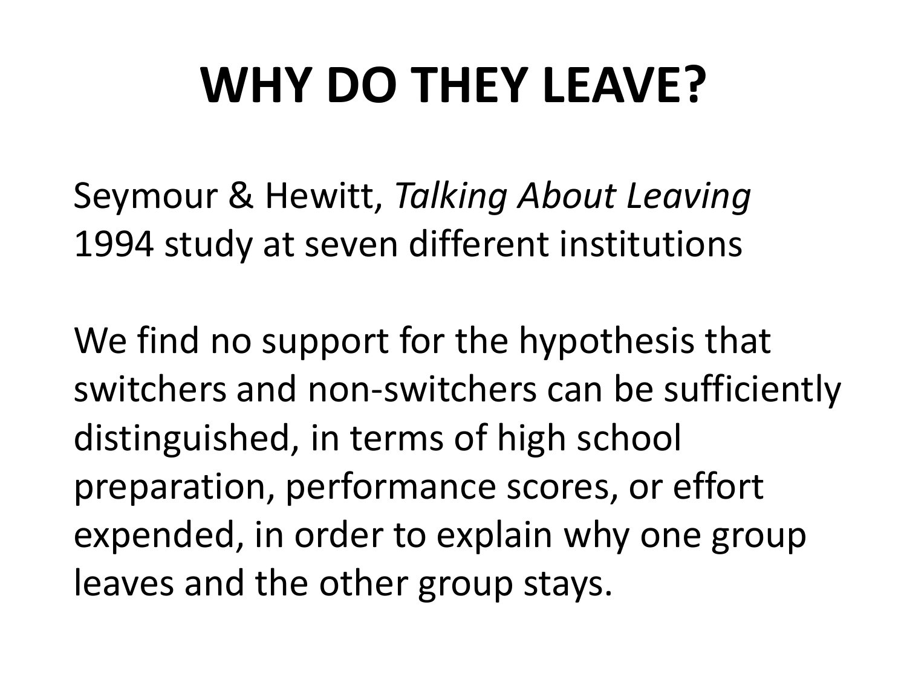# WHY DO THEY LEAVE?

Seymour & Hewitt, *Talking About Leaving*
1994 study at seven different institutions

We find no support for the hypothesis that switchers and non-switchers can be sufficiently distinguished, in terms of high school preparation, performance scores, or effort expended, in order to explain why one group leaves and the other group stays.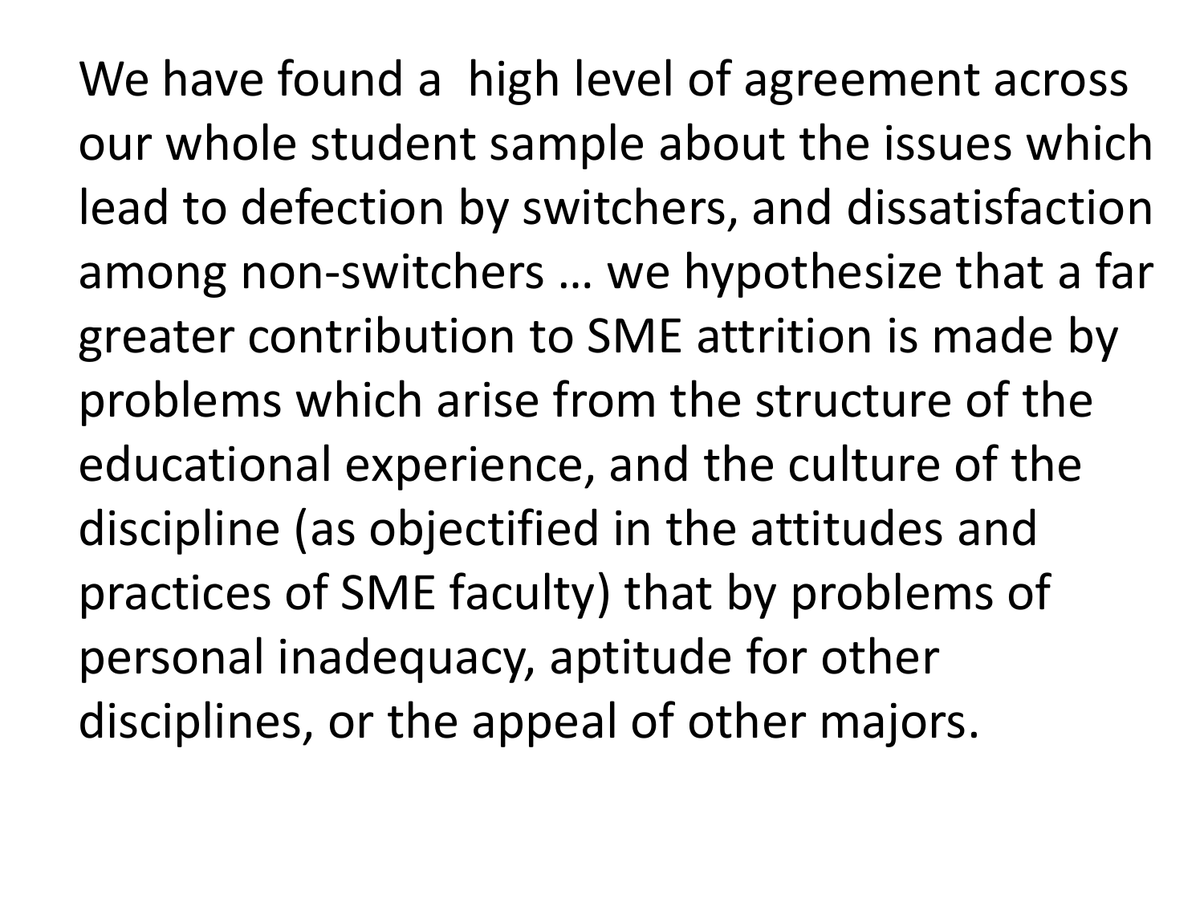We have found a  high level of agreement across our whole student sample about the issues which lead to defection by switchers, and dissatisfaction among non-switchers … we hypothesize that a far greater contribution to SME attrition is made by problems which arise from the structure of the educational experience, and the culture of the discipline (as objectified in the attitudes and practices of SME faculty) that by problems of personal inadequacy, aptitude for other disciplines, or the appeal of other majors.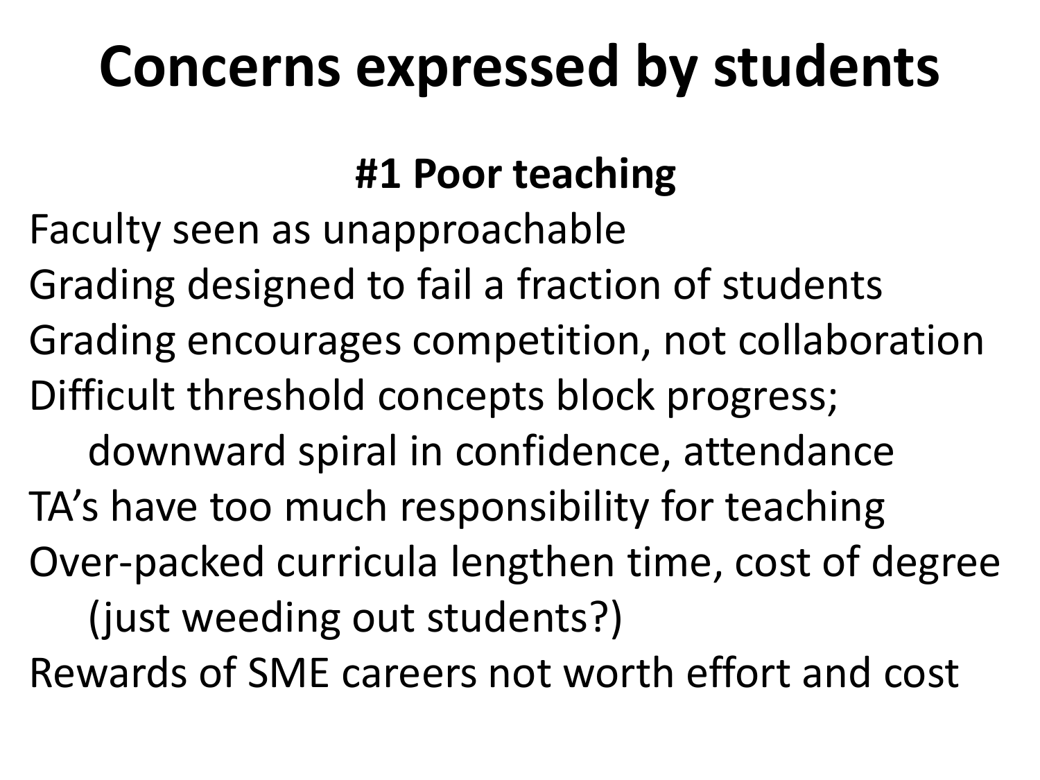# Concerns expressed by students

### #1 Poor teaching

Faculty seen as unapproachable

Grading designed to fail a fraction of students

Grading encourages competition, not collaboration

Difficult threshold concepts block progress; downward spiral in confidence, attendance

TA's have too much responsibility for teaching

Over-packed curricula lengthen time, cost of degree (just weeding out students?)

Rewards of SME careers not worth effort and cost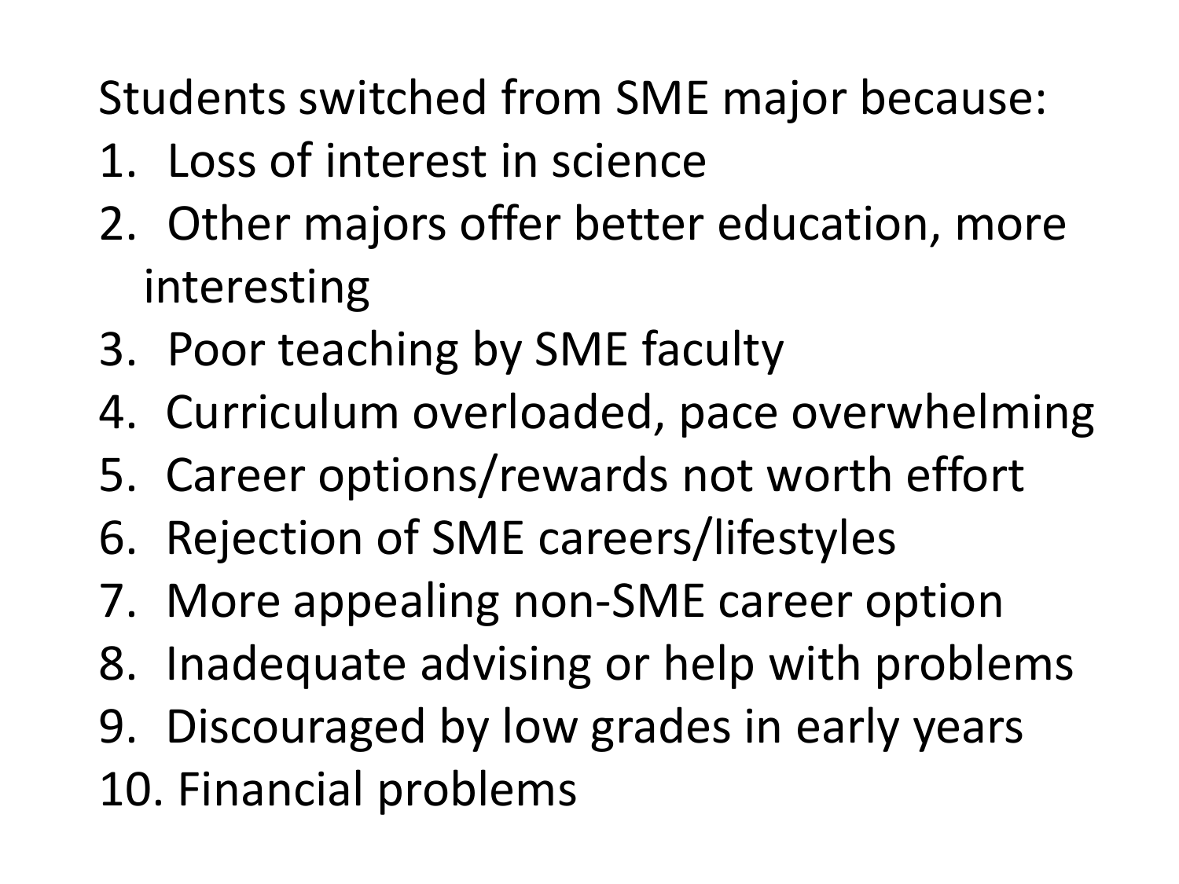Students switched from SME major because:

1. Loss of interest in science
2. Other majors offer better education, more interesting
3. Poor teaching by SME faculty
4. Curriculum overloaded, pace overwhelming
5. Career options/rewards not worth effort
6. Rejection of SME careers/lifestyles
7. More appealing non-SME career option
8. Inadequate advising or help with problems
9. Discouraged by low grades in early years
10. Financial problems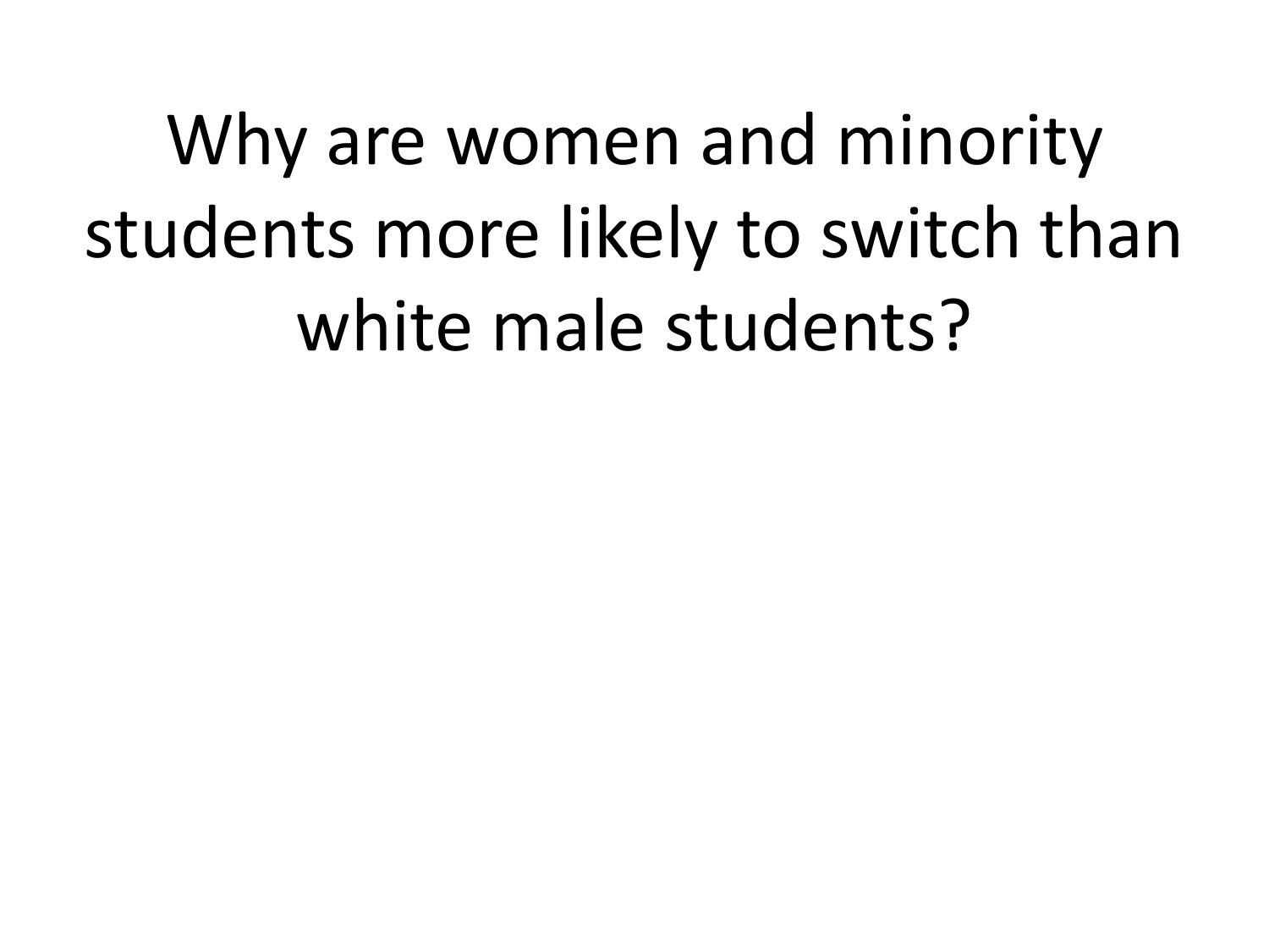# Why are women and minority students more likely to switch than white male students?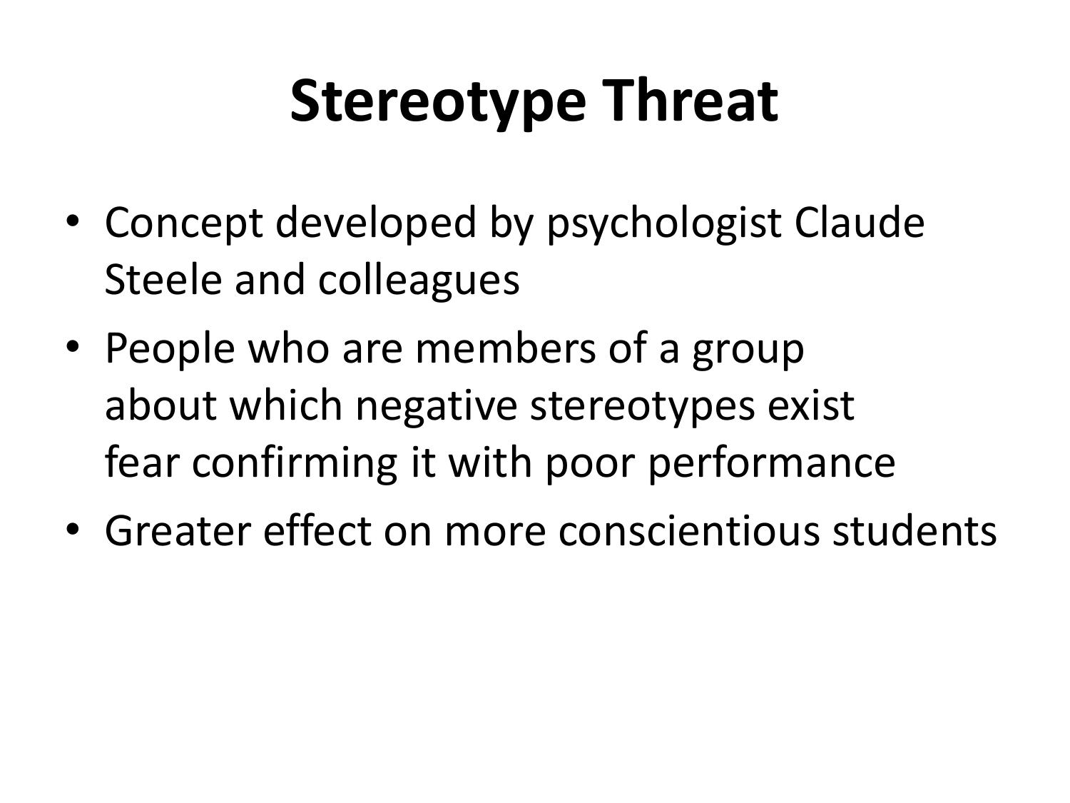# Stereotype Threat

- Concept developed by psychologist Claude Steele and colleagues
- People who are members of a group about which negative stereotypes exist fear confirming it with poor performance
- Greater effect on more conscientious students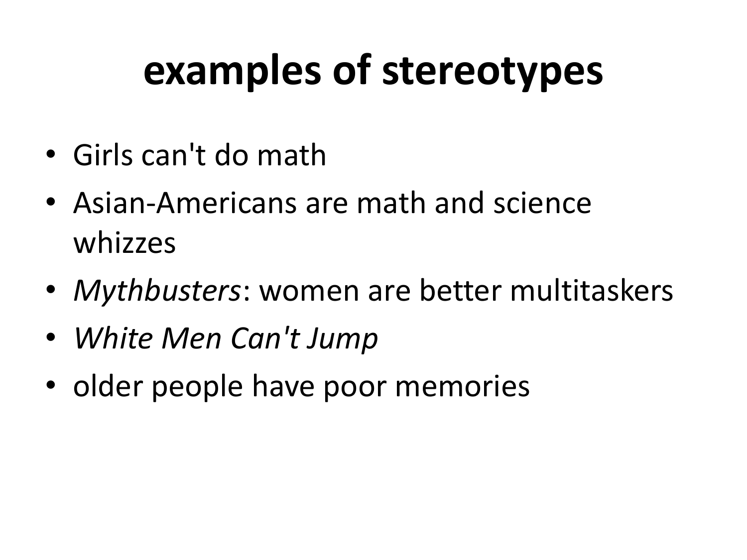# examples of stereotypes

- Girls can't do math
- Asian-Americans are math and science whizzes
- *Mythbusters*: women are better multitaskers
- *White Men Can't Jump*
- older people have poor memories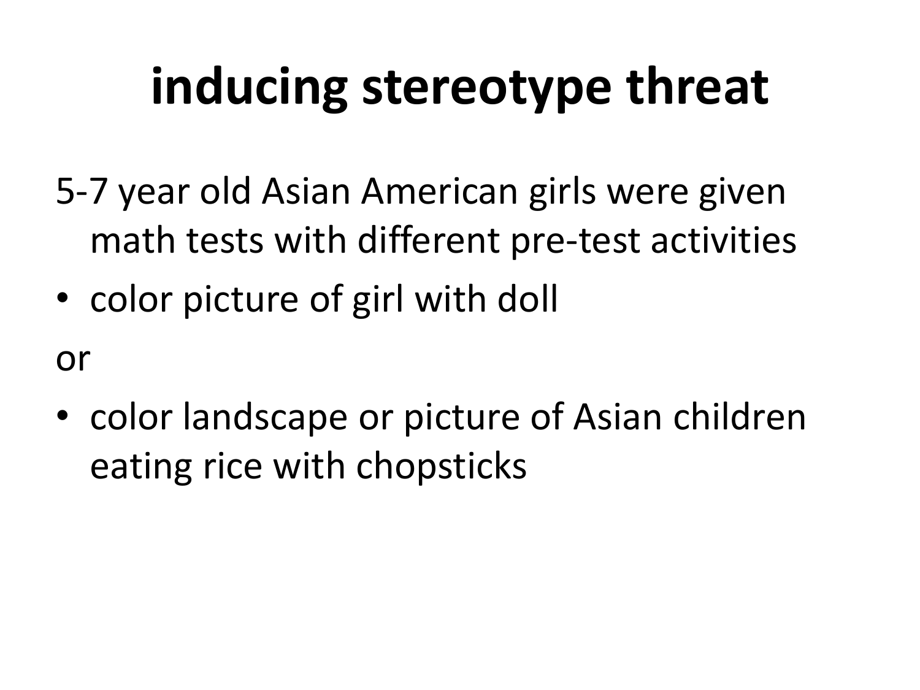# inducing stereotype threat

5-7 year old Asian American girls were given math tests with different pre-test activities

- color picture of girl with doll

or

- color landscape or picture of Asian children eating rice with chopsticks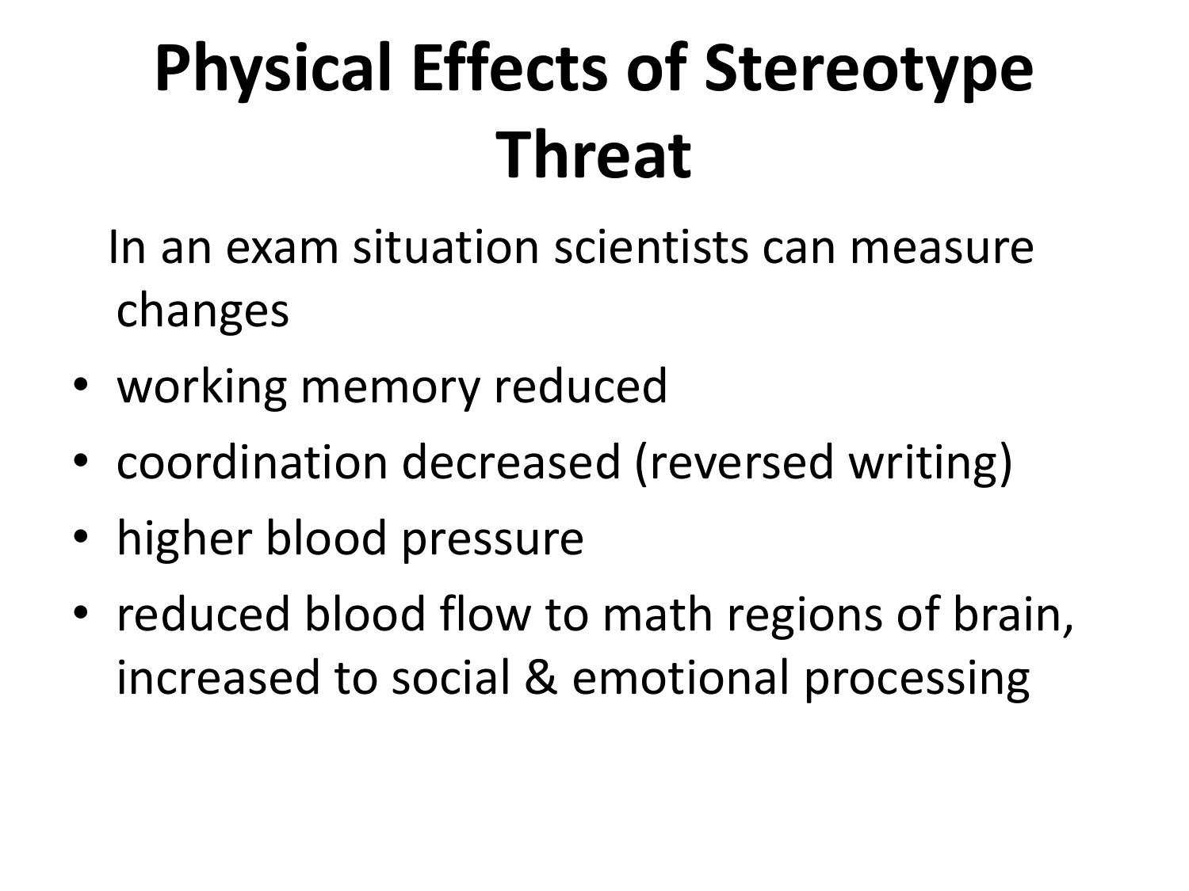# Physical Effects of Stereotype Threat

In an exam situation scientists can measure changes

- working memory reduced
- coordination decreased (reversed writing)
- higher blood pressure
- reduced blood flow to math regions of brain, increased to social & emotional processing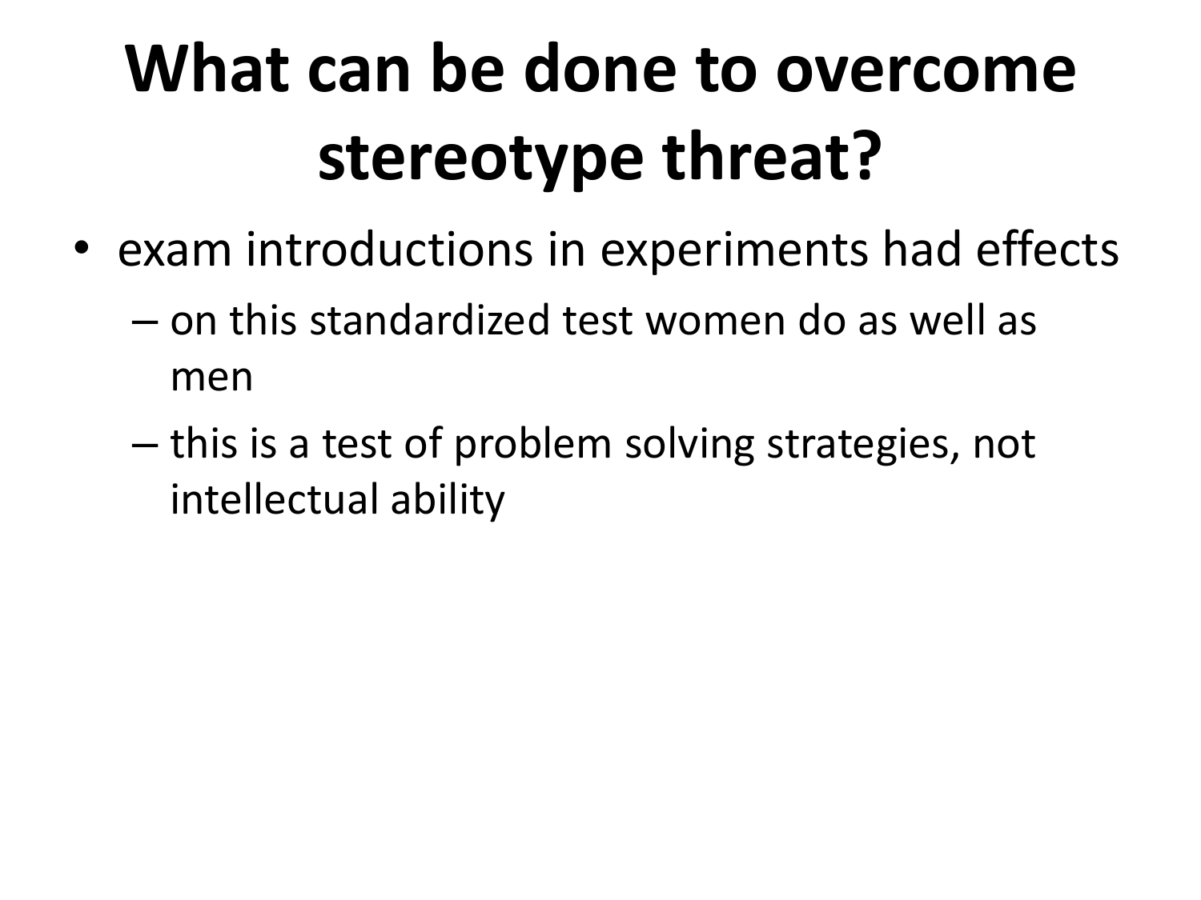# What can be done to overcome stereotype threat?

- exam introductions in experiments had effects
  - on this standardized test women do as well as men
  - this is a test of problem solving strategies, not intellectual ability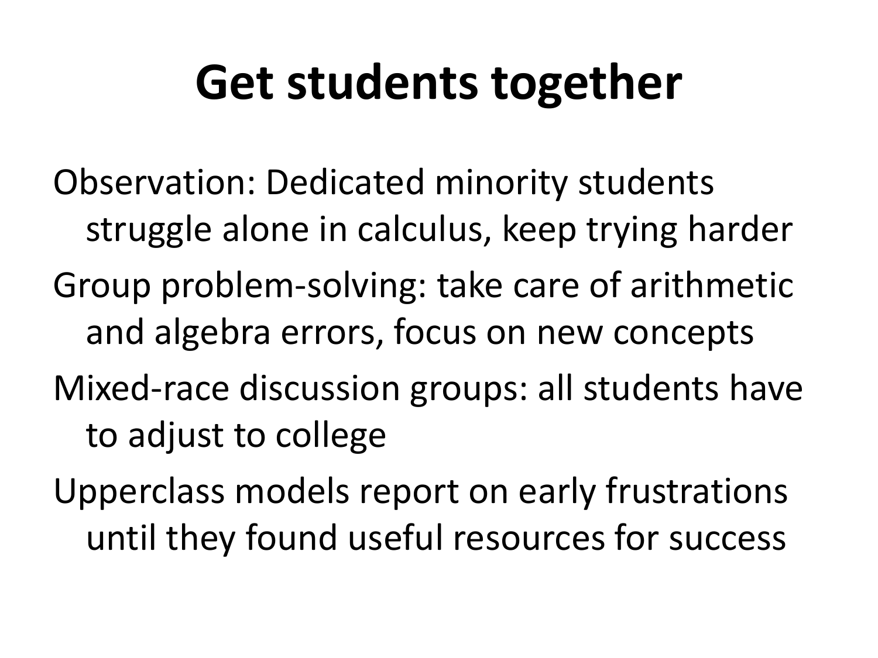# Get students together

Observation: Dedicated minority students struggle alone in calculus, keep trying harder

Group problem-solving: take care of arithmetic and algebra errors, focus on new concepts

Mixed-race discussion groups: all students have to adjust to college

Upperclass models report on early frustrations until they found useful resources for success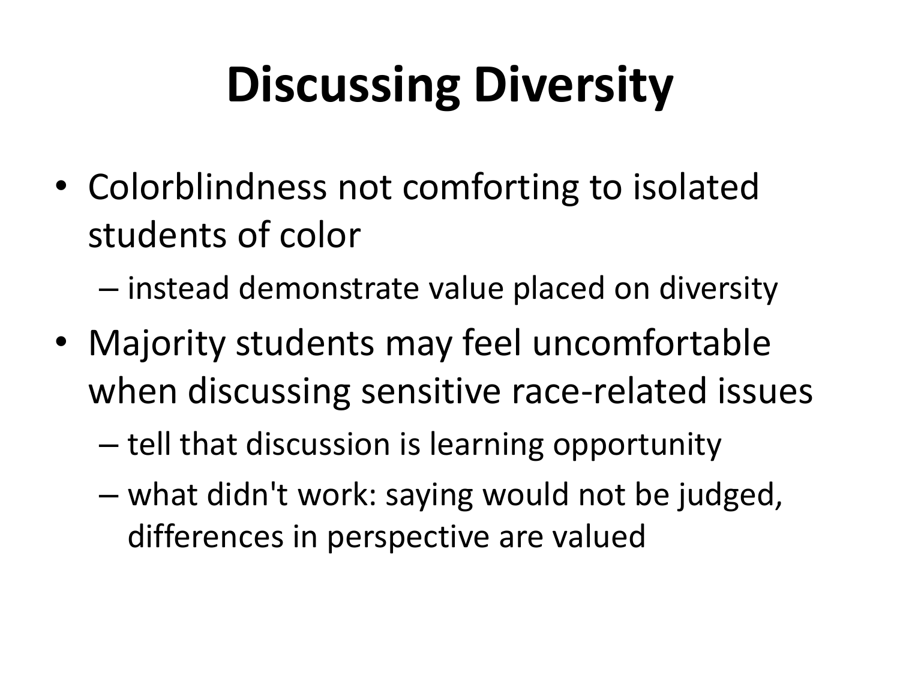# Discussing Diversity

- Colorblindness not comforting to isolated students of color
  - instead demonstrate value placed on diversity
- Majority students may feel uncomfortable when discussing sensitive race-related issues
  - tell that discussion is learning opportunity
  - what didn't work: saying would not be judged, differences in perspective are valued